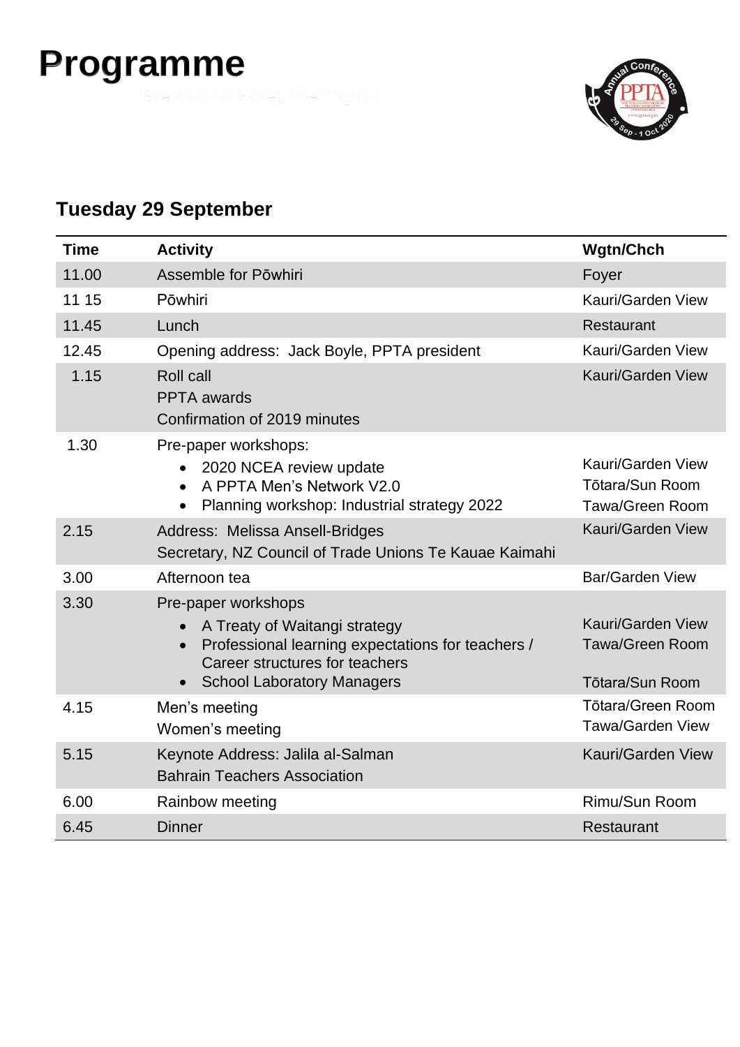# Programme

Brentwood Hotel, Wellington

## Tuesday 29 September

| Time | Activity | Wgtn/Chch |
|---|---|---|
| 11.00 | Assemble for Pōwhiri | Foyer |
| 11 15 | Pōwhiri | Kauri/Garden View |
| 11.45 | Lunch | Restaurant |
| 12.45 | Opening address: Jack Boyle, PPTA president | Kauri/Garden View |
| 1.15 | Roll call<br>PPTA awards<br>Confirmation of 2019 minutes | Kauri/Garden View |
| 1.30 | Pre-paper workshops:<br>• 2020 NCEA review update<br>• A PPTA Men's Network V2.0<br>• Planning workshop: Industrial strategy 2022 | <br>Kauri/Garden View<br>Tōtara/Sun Room<br>Tawa/Green Room |
| 2.15 | Address: Melissa Ansell-Bridges<br>Secretary, NZ Council of Trade Unions Te Kauae Kaimahi | Kauri/Garden View |
| 3.00 | Afternoon tea | Bar/Garden View |
| 3.30 | Pre-paper workshops<br>• A Treaty of Waitangi strategy<br>• Professional learning expectations for teachers / Career structures for teachers<br>• School Laboratory Managers | <br>Kauri/Garden View<br>Tawa/Green Room<br>Tōtara/Sun Room |
| 4.15 | Men's meeting<br>Women's meeting | Tōtara/Green Room<br>Tawa/Garden View |
| 5.15 | Keynote Address: Jalila al-Salman<br>Bahrain Teachers Association | Kauri/Garden View |
| 6.00 | Rainbow meeting | Rimu/Sun Room |
| 6.45 | Dinner | Restaurant |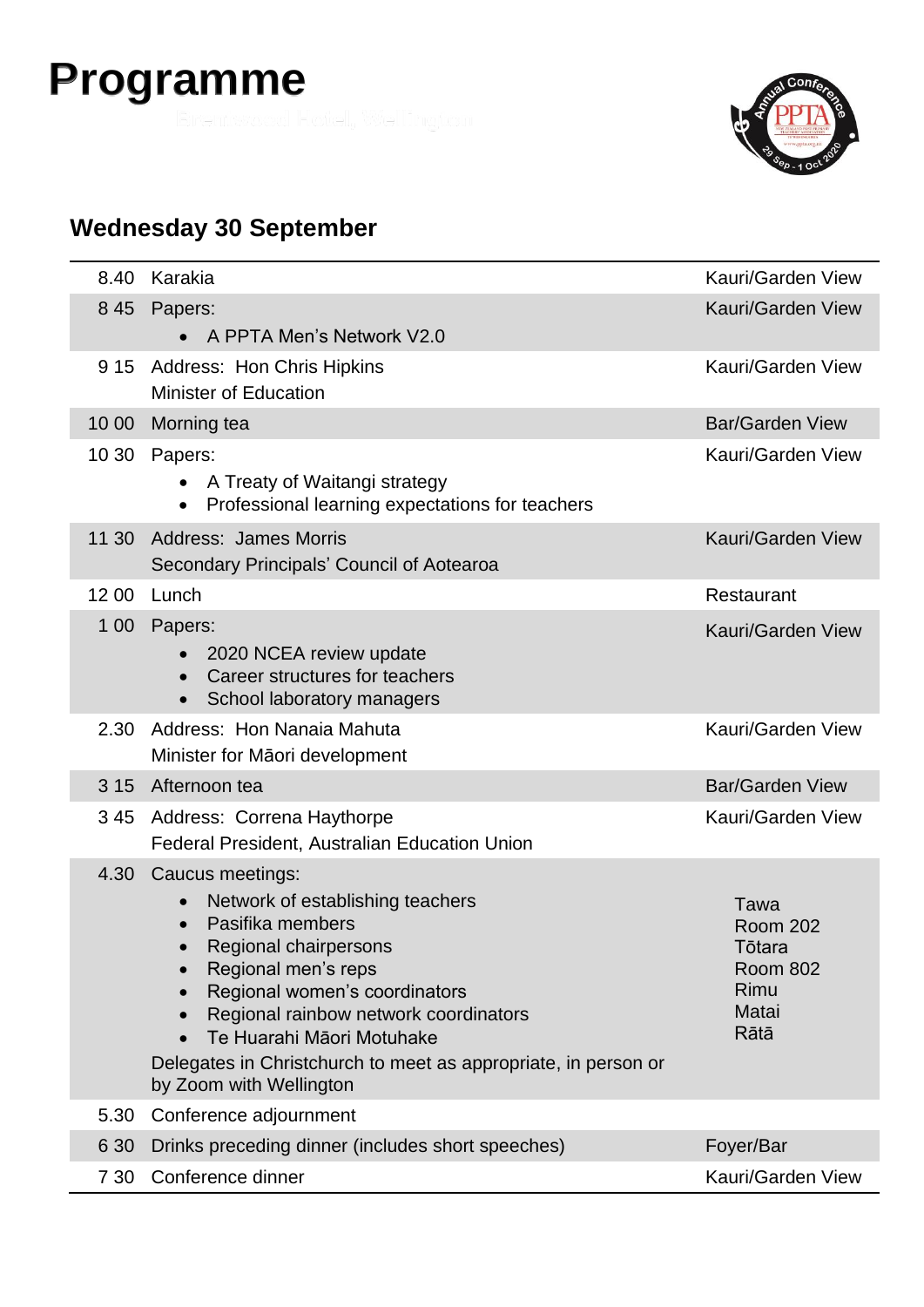# Programme

## Wednesday 30 September

| Time | Session | Venue |
|---|---|---|
| 8.40 | Karakia | Kauri/Garden View |
| 8 45 | Papers:<br>• A PPTA Men's Network V2.0 | Kauri/Garden View |
| 9 15 | Address: Hon Chris Hipkins<br>Minister of Education | Kauri/Garden View |
| 10 00 | Morning tea | Bar/Garden View |
| 10 30 | Papers:<br>• A Treaty of Waitangi strategy<br>• Professional learning expectations for teachers | Kauri/Garden View |
| 11 30 | Address: James Morris<br>Secondary Principals' Council of Aotearoa | Kauri/Garden View |
| 12 00 | Lunch | Restaurant |
| 1 00 | Papers:<br>• 2020 NCEA review update<br>• Career structures for teachers<br>• School laboratory managers | Kauri/Garden View |
| 2.30 | Address: Hon Nanaia Mahuta<br>Minister for Māori development | Kauri/Garden View |
| 3 15 | Afternoon tea | Bar/Garden View |
| 3 45 | Address: Correna Haythorpe<br>Federal President, Australian Education Union | Kauri/Garden View |
| 4.30 | Caucus meetings:<br>• Network of establishing teachers<br>• Pasifika members<br>• Regional chairpersons<br>• Regional men's reps<br>• Regional women's coordinators<br>• Regional rainbow network coordinators<br>• Te Huarahi Māori Motuhake<br>Delegates in Christchurch to meet as appropriate, in person or by Zoom with Wellington | <br>Tawa<br>Room 202<br>Tōtara<br>Room 802<br>Rimu<br>Matai<br>Rātā |
| 5.30 | Conference adjournment | |
| 6 30 | Drinks preceding dinner (includes short speeches) | Foyer/Bar |
| 7 30 | Conference dinner | Kauri/Garden View |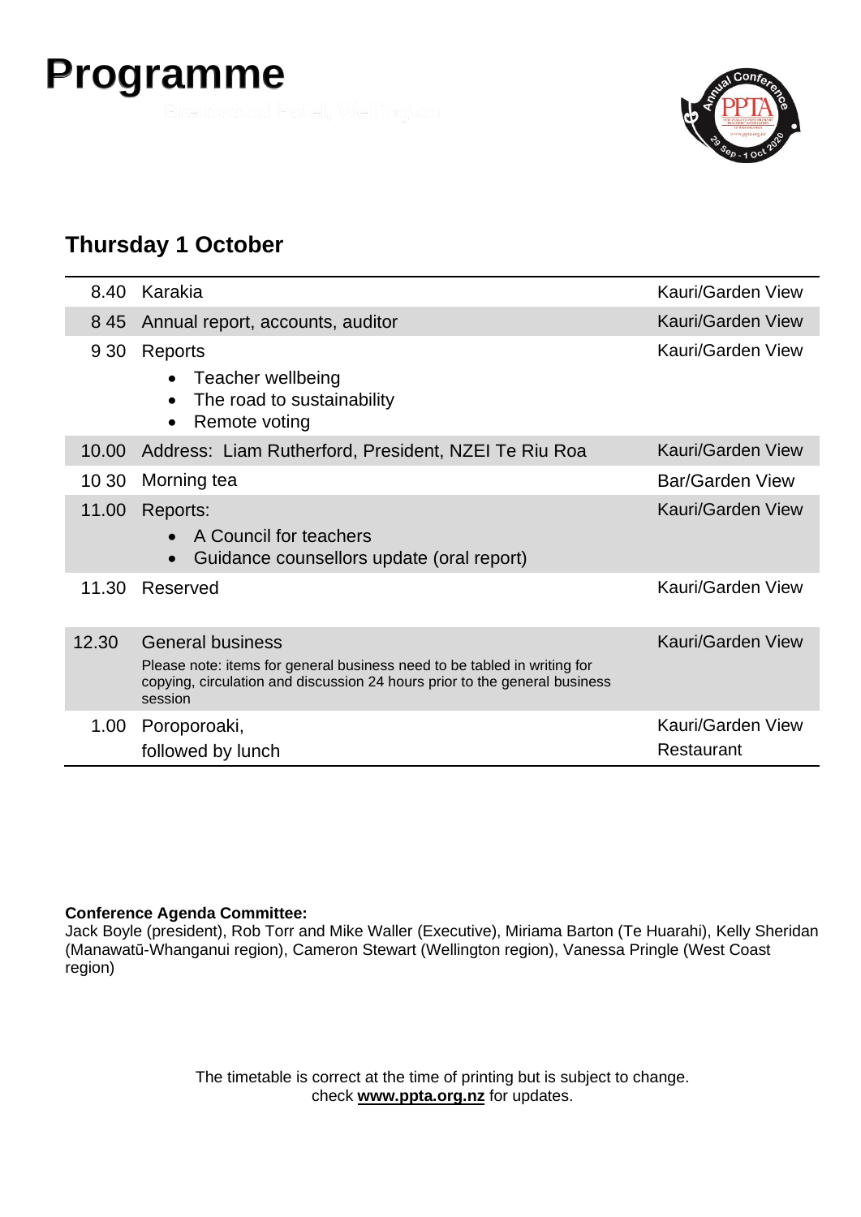# Programme

Brentwood Hotel, Wellington

## Thursday 1 October

| | | |
|---|---|---|
| 8.40 | Karakia | Kauri/Garden View |
| 8 45 | Annual report, accounts, auditor | Kauri/Garden View |
| 9 30 | Reports<br>• Teacher wellbeing<br>• The road to sustainability<br>• Remote voting | Kauri/Garden View |
| 10.00 | Address: Liam Rutherford, President, NZEI Te Riu Roa | Kauri/Garden View |
| 10 30 | Morning tea | Bar/Garden View |
| 11.00 | Reports:<br>• A Council for teachers<br>• Guidance counsellors update (oral report) | Kauri/Garden View |
| 11.30 | Reserved | Kauri/Garden View |
| 12.30 | General business<br>Please note: items for general business need to be tabled in writing for copying, circulation and discussion 24 hours prior to the general business session | Kauri/Garden View |
| 1.00 | Poroporoaki,<br>followed by lunch | Kauri/Garden View<br>Restaurant |

**Conference Agenda Committee:**
Jack Boyle (president), Rob Torr and Mike Waller (Executive), Miriama Barton (Te Huarahi), Kelly Sheridan (Manawatū-Whanganui region), Cameron Stewart (Wellington region), Vanessa Pringle (West Coast region)

The timetable is correct at the time of printing but is subject to change.
check **www.ppta.org.nz** for updates.